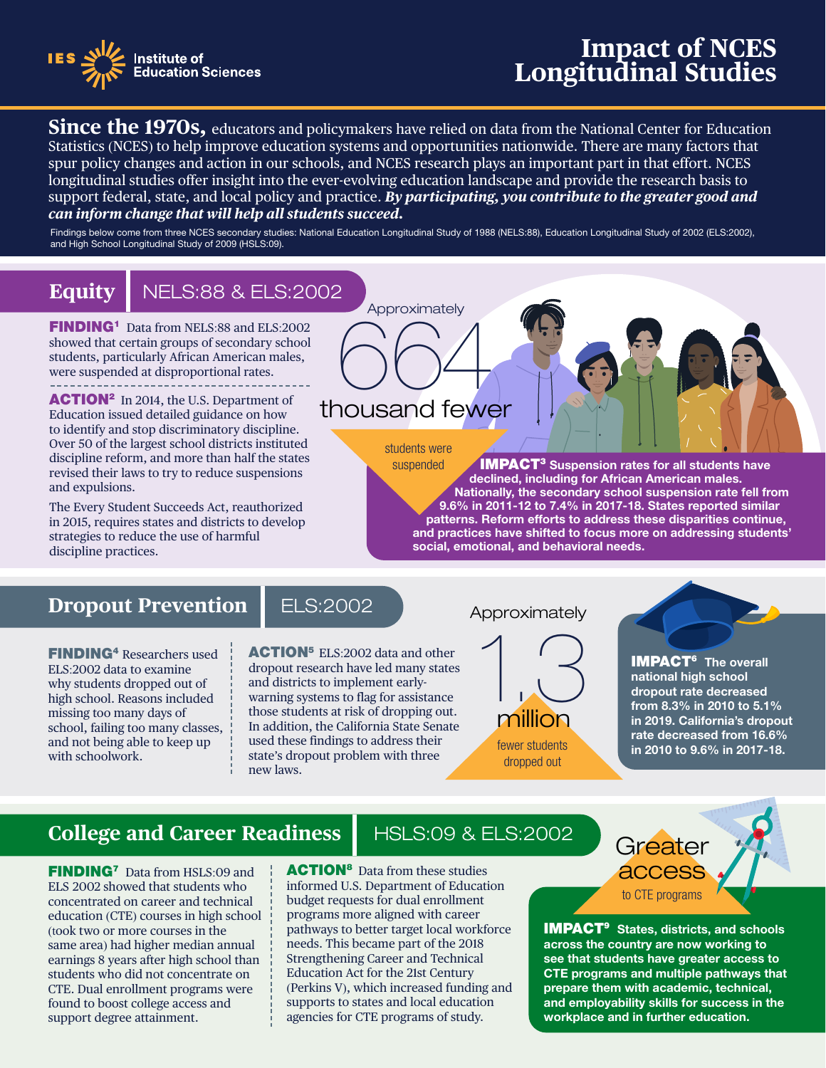IES Institute of Education Sciences

# Impact of NCES Longitudinal Studies

**Since the 1970s,** educators and policymakers have relied on data from the National Center for Education Statistics (NCES) to help improve education systems and opportunities nationwide. There are many factors that spur policy changes and action in our schools, and NCES research plays an important part in that effort. NCES longitudinal studies offer insight into the ever-evolving education landscape and provide the research basis to support federal, state, and local policy and practice. ***By participating, you contribute to the greater good and can inform change that will help all students succeed.***

Findings below come from three NCES secondary studies: National Education Longitudinal Study of 1988 (NELS:88), Education Longitudinal Study of 2002 (ELS:2002), and High School Longitudinal Study of 2009 (HSLS:09).

## Equity | NELS:88 & ELS:2002

**FINDING[1]** Data from NELS:88 and ELS:2002 showed that certain groups of secondary school students, particularly African American males, were suspended at disproportional rates.

**ACTION[2]** In 2014, the U.S. Department of Education issued detailed guidance on how to identify and stop discriminatory discipline. Over 50 of the largest school districts instituted discipline reform, and more than half the states revised their laws to try to reduce suspensions and expulsions.

The Every Student Succeeds Act, reauthorized in 2015, requires states and districts to develop strategies to reduce the use of harmful discipline practices.

Approximately **664 thousand fewer** students were suspended

**IMPACT[3] Suspension rates for all students have declined, including for African American males. Nationally, the secondary school suspension rate fell from 9.6% in 2011-12 to 7.4% in 2017-18. States reported similar patterns. Reform efforts to address these disparities continue, and practices have shifted to focus more on addressing students' social, emotional, and behavioral needs.**

## Dropout Prevention | ELS:2002

**FINDING[4]** Researchers used ELS:2002 data to examine why students dropped out of high school. Reasons included missing too many days of school, failing too many classes, and not being able to keep up with schoolwork.

**ACTION[5]** ELS:2002 data and other dropout research have led many states and districts to implement early-warning systems to flag for assistance those students at risk of dropping out. In addition, the California State Senate used these findings to address their state's dropout problem with three new laws.

Approximately **1.3 million** fewer students dropped out

**IMPACT[6] The overall national high school dropout rate decreased from 8.3% in 2010 to 5.1% in 2019. California's dropout rate decreased from 16.6% in 2010 to 9.6% in 2017-18.**

## College and Career Readiness | HSLS:09 & ELS:2002

**FINDING[7]** Data from HSLS:09 and ELS 2002 showed that students who concentrated on career and technical education (CTE) courses in high school (took two or more courses in the same area) had higher median annual earnings 8 years after high school than students who did not concentrate on CTE. Dual enrollment programs were found to boost college access and support degree attainment.

**ACTION[8]** Data from these studies informed U.S. Department of Education budget requests for dual enrollment programs more aligned with career pathways to better target local workforce needs. This became part of the 2018 Strengthening Career and Technical Education Act for the 21st Century (Perkins V), which increased funding and supports to states and local education agencies for CTE programs of study.

**Greater access** to CTE programs

**IMPACT[9] States, districts, and schools across the country are now working to see that students have greater access to CTE programs and multiple pathways that prepare them with academic, technical, and employability skills for success in the workplace and in further education.**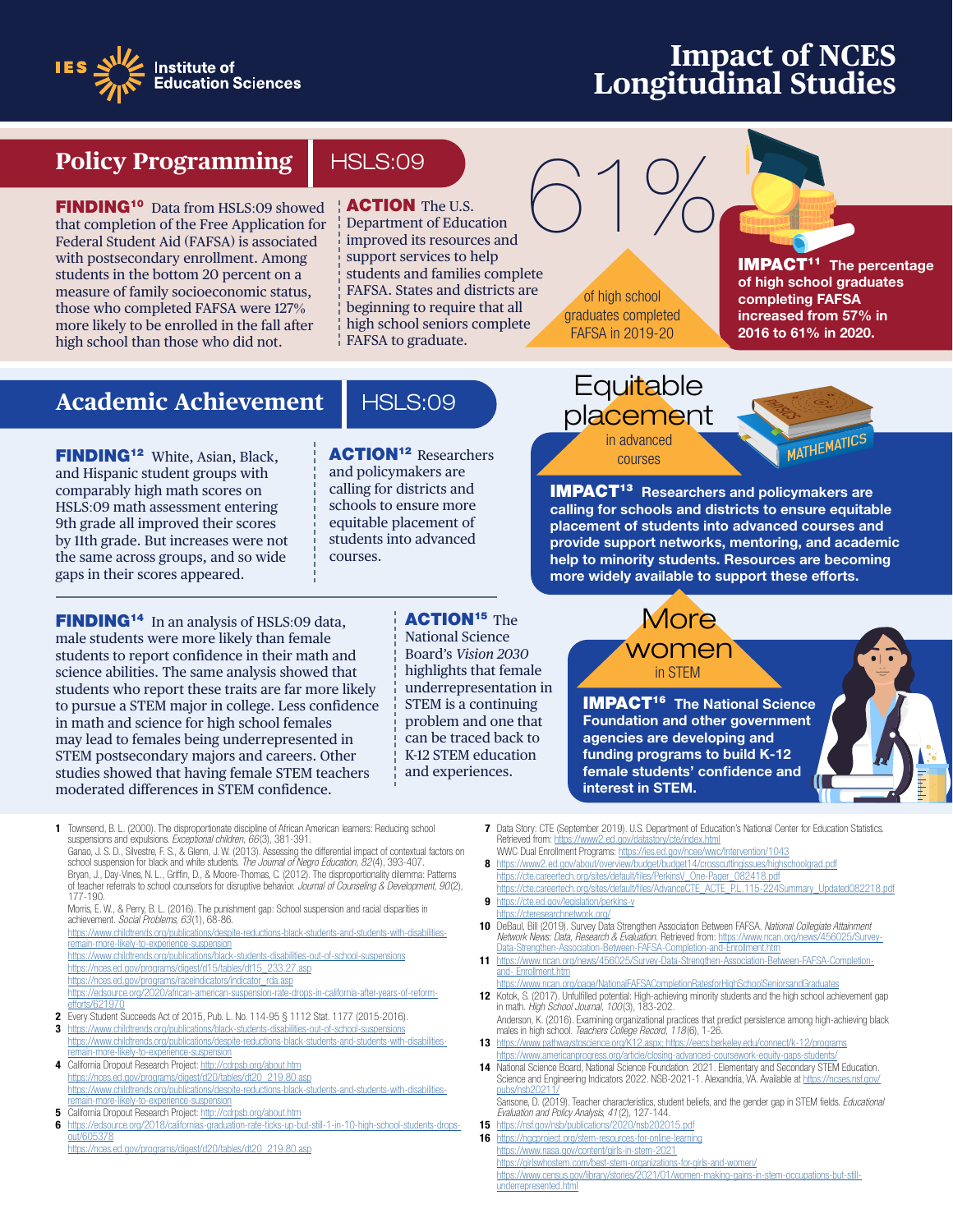# Impact of NCES Longitudinal Studies

## Policy Programming — HSLS:09

**FINDING[10]** Data from HSLS:09 showed that completion of the Free Application for Federal Student Aid (FAFSA) is associated with postsecondary enrollment. Among students in the bottom 20 percent on a measure of family socioeconomic status, those who completed FAFSA were 127% more likely to be enrolled in the fall after high school than those who did not.

**ACTION** The U.S. Department of Education improved its resources and support services to help students and families complete FAFSA. States and districts are beginning to require that all high school seniors complete FAFSA to graduate.

61%

of high school graduates completed FAFSA in 2019-20

**IMPACT[11] The percentage of high school graduates completing FAFSA increased from 57% in 2016 to 61% in 2020.**

## Academic Achievement — HSLS:09

**FINDING[12]** White, Asian, Black, and Hispanic student groups with comparably high math scores on HSLS:09 math assessment entering 9th grade all improved their scores by 11th grade. But increases were not the same across groups, and so wide gaps in their scores appeared.

**ACTION[12]** Researchers and policymakers are calling for districts and schools to ensure more equitable placement of students into advanced courses.

Equitable placement

in advanced courses

**IMPACT[13] Researchers and policymakers are calling for schools and districts to ensure equitable placement of students into advanced courses and provide support networks, mentoring, and academic help to minority students. Resources are becoming more widely available to support these efforts.**

**FINDING[14]** In an analysis of HSLS:09 data, male students were more likely than female students to report confidence in their math and science abilities. The same analysis showed that students who report these traits are far more likely to pursue a STEM major in college. Less confidence in math and science for high school females may lead to females being underrepresented in STEM postsecondary majors and careers. Other studies showed that having female STEM teachers moderated differences in STEM confidence.

**ACTION[15]** The National Science Board's *Vision 2030* highlights that female underrepresentation in STEM is a continuing problem and one that can be traced back to K-12 STEM education and experiences.

More women

in STEM

**IMPACT[16] The National Science Foundation and other government agencies are developing and funding programs to build K-12 female students' confidence and interest in STEM.**

---

**1** Townsend, B. L. (2000). The disproportionate discipline of African American learners: Reducing school suspensions and expulsions. *Exceptional children, 66*(3), 381-391.
Ganao, J. S. D., Silvestre, F. S., & Glenn, J. W. (2013). Assessing the differential impact of contextual factors on school suspension for black and white students. *The Journal of Negro Education, 82*(4), 393-407.
Bryan, J., Day-Vines, N. L., Griffin, D., & Moore-Thomas, C. (2012). The disproportionality dilemma: Patterns of teacher referrals to school counselors for disruptive behavior. *Journal of Counseling & Development, 90*(2), 177-190.
Morris, E. W., & Perry, B. L. (2016). The punishment gap: School suspension and racial disparities in achievement. *Social Problems, 63*(1), 68-86.
https://www.childtrends.org/publications/despite-reductions-black-students-and-students-with-disabilities-remain-more-likely-to-experience-suspension
https://www.childtrends.org/publications/black-students-disabilities-out-of-school-suspensions
https://nces.ed.gov/programs/digest/d15/tables/dt15_233.27.asp
https://nces.ed.gov/programs/raceindicators/indicator_rda.asp
https://edsource.org/2020/african-american-suspension-rate-drops-in-california-after-years-of-reform-efforts/621970

**2** Every Student Succeeds Act of 2015, Pub. L. No. 114-95 § 1112 Stat. 1177 (2015-2016).

**3** https://www.childtrends.org/publications/black-students-disabilities-out-of-school-suspensions
https://www.childtrends.org/publications/despite-reductions-black-students-and-students-with-disabilities-remain-more-likely-to-experience-suspension

**4** California Dropout Research Project: http://cdrpsb.org/about.htm
https://nces.ed.gov/programs/digest/d20/tables/dt20_219.80.asp
https://www.childtrends.org/publications/despite-reductions-black-students-and-students-with-disabilities-remain-more-likely-to-experience-suspension

**5** California Dropout Research Project: http://cdrpsb.org/about.htm

**6** https://edsource.org/2018/californias-graduation-rate-ticks-up-but-still-1-in-10-high-school-students-drops-out/605378
https://nces.ed.gov/programs/digest/d20/tables/dt20_219.80.asp

**7** Data Story: CTE (September 2019). U.S. Department of Education's National Center for Education Statistics. Retrieved from: https://www2.ed.gov/datastory/cte/index.html
WWC Dual Enrollment Programs: https://ies.ed.gov/ncee/wwc/Intervention/1043

**8** https://www2.ed.gov/about/overview/budget/budget14/crosscuttingissues/highschoolgrad.pdf
https://cte.careertech.org/sites/default/files/PerkinsV_One-Pager_082418.pdf
https://cte.careertech.org/sites/default/files/AdvanceCTE_ACTE_P.L.115-224Summary_Updated082218.pdf

**9** https://cte.ed.gov/legislation/perkins-v
https://cteresearchnetwork.org/

**10** DeBaul, Bill (2019). Survey Data Strengthen Association Between FAFSA. *National Collegiate Attainment Network News: Data, Research & Evaluation.* Retrieved from: https://www.ncan.org/news/456025/Survey-Data-Strengthen-Association-Between-FAFSA-Completion-and-Enrollment.htm

**11** https://www.ncan.org/news/456025/Survey-Data-Strengthen-Association-Between-FAFSA-Completion-and- Enrollment.htm
https://www.ncan.org/page/NationalFAFSACompletionRatesforHighSchoolSeniorsandGraduates

**12** Kotok, S. (2017). Unfulfilled potential: High-achieving minority students and the high school achievement gap in math. *High School Journal, 100*(3), 183-202.
Anderson, K. (2016). Examining organizational practices that predict persistence among high-achieving black males in high school. *Teachers College Record, 118*(6), 1-26.

**13** https://www.pathwaystoscience.org/K12.aspx; https://eecs.berkeley.edu/connect/k-12/programs
https://www.americanprogress.org/article/closing-advanced-coursework-equity-gaps-students/

**14** National Science Board, National Science Foundation. 2021. Elementary and Secondary STEM Education. Science and Engineering Indicators 2022. NSB-2021-1. Alexandria, VA. Available at https://ncses.nsf.gov/pubs/nsb20211/
Sansone, D. (2019). Teacher characteristics, student beliefs, and the gender gap in STEM fields. *Educational Evaluation and Policy Analysis, 41*(2), 127-144.

**15** https://nsf.gov/nsb/publications/2020/nsb202015.pdf

**16** https://ngcproject.org/stem-resources-for-online-learning
https://www.nasa.gov/content/girls-in-stem-2021
https://girlswhostem.com/best-stem-organizations-for-girls-and-women/
https://www.census.gov/library/stories/2021/01/women-making-gains-in-stem-occupations-but-still-underrepresented.html